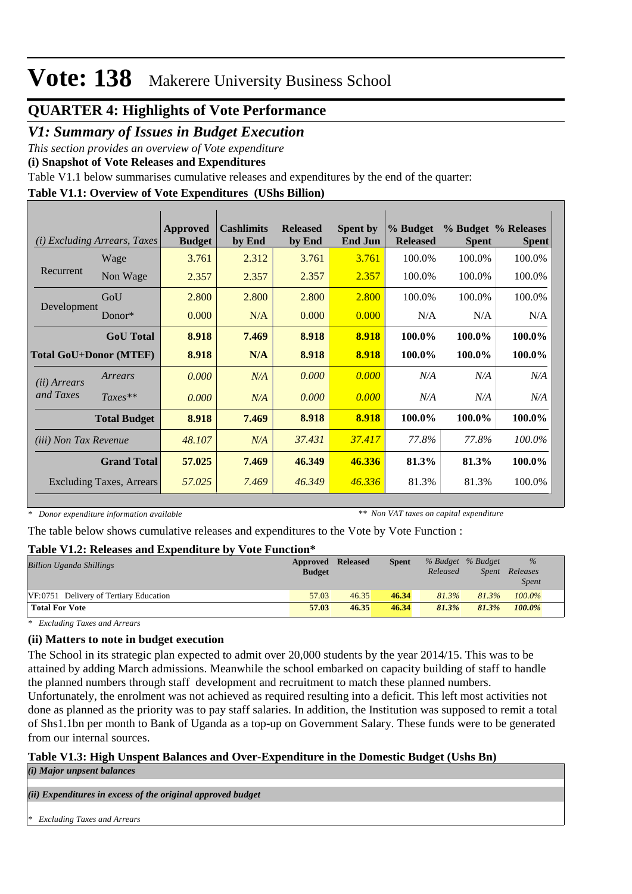# Vote: 138 Makerere University Business School

## QUARTER 4: Highlights of Vote Performance

## *V1: Summary of Issues in Budget Execution*

*This section provides an overview of Vote expenditure*

**(i) Snapshot of Vote Releases and Expenditures**

Table V1.1 below summarises cumulative releases and expenditures by the end of the quarter:

**Table V1.1: Overview of Vote Expenditures (UShs Billion)**

| *(i) Excluding Arrears, Taxes* | | Approved Budget | Cashlimits by End | Released by End | Spent by End Jun | % Budget Released | % Budget Spent | % Releases Spent |
|---|---|---|---|---|---|---|---|---|
| Recurrent | Wage | 3.761 | 2.312 | 3.761 | 3.761 | 100.0% | 100.0% | 100.0% |
| | Non Wage | 2.357 | 2.357 | 2.357 | 2.357 | 100.0% | 100.0% | 100.0% |
| Development | GoU | 2.800 | 2.800 | 2.800 | 2.800 | 100.0% | 100.0% | 100.0% |
| | Donor* | 0.000 | N/A | 0.000 | 0.000 | N/A | N/A | N/A |
| | **GoU Total** | **8.918** | **7.469** | **8.918** | **8.918** | **100.0%** | **100.0%** | **100.0%** |
| **Total GoU+Donor (MTEF)** | | **8.918** | **N/A** | **8.918** | **8.918** | **100.0%** | **100.0%** | **100.0%** |
| *(ii) Arrears and Taxes* | *Arrears* | *0.000* | *N/A* | *0.000* | *0.000* | *N/A* | *N/A* | *N/A* |
| | *Taxes*** | *0.000* | *N/A* | *0.000* | *0.000* | *N/A* | *N/A* | *N/A* |
| | **Total Budget** | **8.918** | **7.469** | **8.918** | **8.918** | **100.0%** | **100.0%** | **100.0%** |
| *(iii) Non Tax Revenue* | | *48.107* | *N/A* | *37.431* | *37.417* | *77.8%* | *77.8%* | *100.0%* |
| | **Grand Total** | **57.025** | **7.469** | **46.349** | **46.336** | **81.3%** | **81.3%** | **100.0%** |
| Excluding Taxes, Arrears | | *57.025* | *7.469* | *46.349* | *46.336* | 81.3% | 81.3% | 100.0% |

*\* Donor expenditure information available* *\*\* Non VAT taxes on capital expenditure*

The table below shows cumulative releases and expenditures to the Vote by Vote Function :

**Table V1.2: Releases and Expenditure by Vote Function***

| *Billion Uganda Shillings* | Approved Budget | Released | Spent | *% Budget Released* | *% Budget Spent* | *% Releases Spent* |
|---|---|---|---|---|---|---|
| VF:0751 Delivery of Tertiary Education | 57.03 | 46.35 | **46.34** | *81.3%* | *81.3%* | *100.0%* |
| **Total For Vote** | **57.03** | **46.35** | **46.34** | ***81.3%*** | ***81.3%*** | ***100.0%*** |

*\* Excluding Taxes and Arrears*

**(ii) Matters to note in budget execution**

The School in its strategic plan expected to admit over 20,000 students by the year 2014/15. This was to be attained by adding March admissions. Meanwhile the school embarked on capacity building of staff to handle the planned numbers through staff development and recruitment to match these planned numbers. Unfortunately, the enrolment was not achieved as required resulting into a deficit. This left most activities not done as planned as the priority was to pay staff salaries. In addition, the Institution was supposed to remit a total of Shs1.1bn per month to Bank of Uganda as a top-up on Government Salary. These funds were to be generated from our internal sources.

**Table V1.3: High Unspent Balances and Over-Expenditure in the Domestic Budget (Ushs Bn)**

***(i) Major unpsent balances***

***(ii) Expenditures in excess of the original approved budget***

*\* Excluding Taxes and Arrears*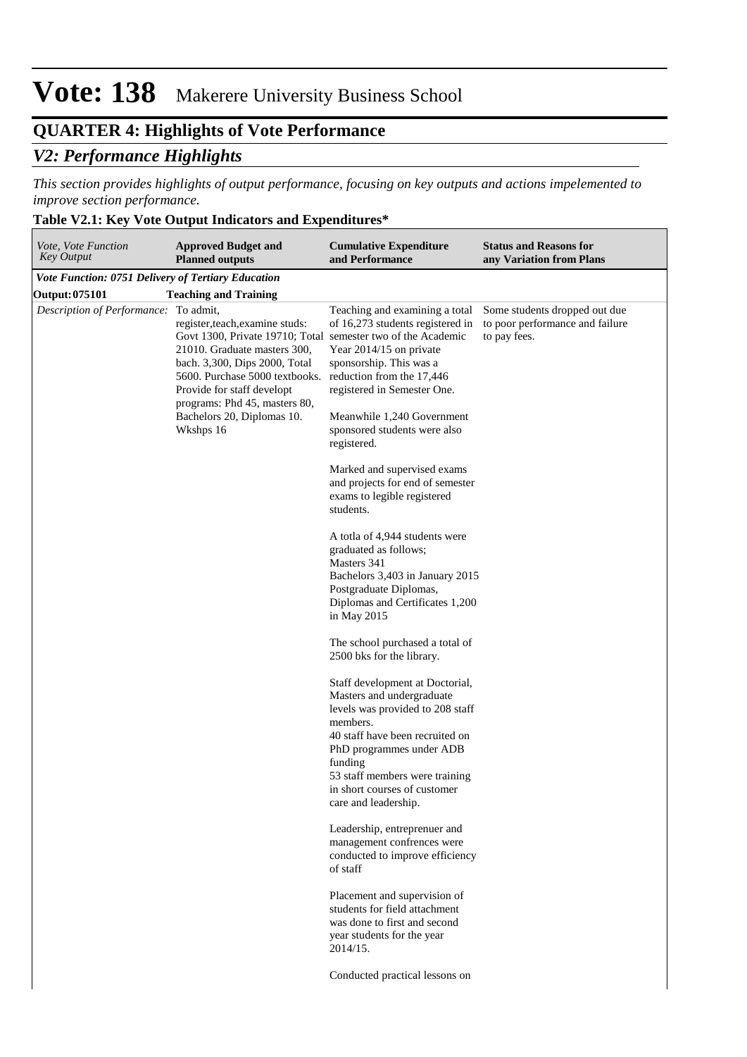# Vote: 138 Makerere University Business School

## QUARTER 4: Highlights of Vote Performance

### *V2: Performance Highlights*

*This section provides highlights of output performance, focusing on key outputs and actions impelemented to improve section performance.*

**Table V2.1: Key Vote Output Indicators and Expenditures***

| *Vote, Vote Function Key Output* | **Approved Budget and Planned outputs** | **Cumulative Expenditure and Performance** | **Status and Reasons for any Variation from Plans** |
|---|---|---|---|
| ***Vote Function: 0751 Delivery of Tertiary Education*** | | | |
| **Output: 075101** | **Teaching and Training** | | |
| *Description of Performance:* | To admit, register,teach,examine studs: Govt 1300, Private 19710; Total 21010. Graduate masters 300, bach. 3,300, Dips 2000, Total 5600. Purchase 5000 textbooks. Provide for staff developt programs: Phd 45, masters 80, Bachelors 20, Diplomas 10. Wkshps 16 | Teaching and examining a total of 16,273 students registered in semester two of the Academic Year 2014/15 on private sponsorship. This was a reduction from the 17,446 registered in Semester One.<br><br>Meanwhile 1,240 Government sponsored students were also registered.<br><br>Marked and supervised exams and projects for end of semester exams to legible registered students.<br><br>A totla of 4,944 students were graduated as follows;<br>Masters 341<br>Bachelors 3,403 in January 2015<br>Postgraduate Diplomas, Diplomas and Certificates 1,200 in May 2015<br><br>The school purchased a total of 2500 bks for the library.<br><br>Staff development at Doctorial, Masters and undergraduate levels was provided to 208 staff members.<br>40 staff have been recruited on PhD programmes under ADB funding<br>53 staff members were training in short courses of customer care and leadership.<br><br>Leadership, entreprenuer and management confrences were conducted to improve efficiency of staff<br><br>Placement and supervision of students for field attachment was done to first and second year students for the year 2014/15.<br><br>Conducted practical lessons on | Some students dropped out due to poor performance and failure to pay fees. |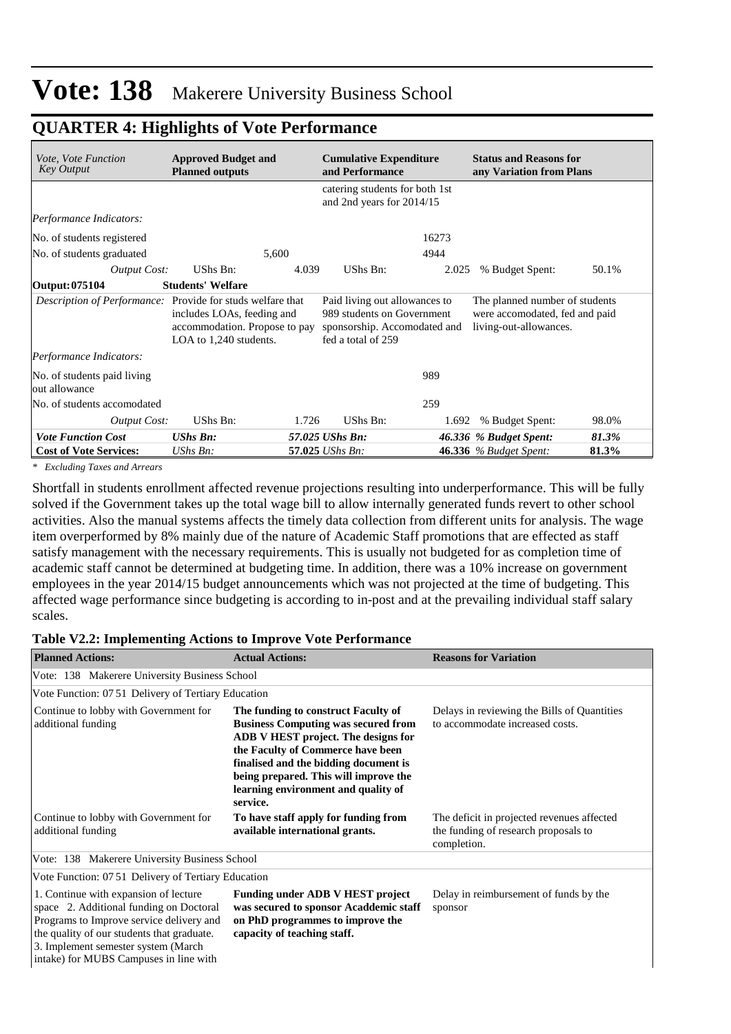# Vote: 138 Makerere University Business School

## QUARTER 4: Highlights of Vote Performance

| *Vote, Vote Function Key Output* | **Approved Budget and Planned outputs** | | **Cumulative Expenditure and Performance** | | **Status and Reasons for any Variation from Plans** | |
|---|---|---|---|---|---|---|
| | | | catering students for both 1st and 2nd years for 2014/15 | | | |
| *Performance Indicators:* | | | | | | |
| No. of students registered | | | | 16273 | | |
| No. of students graduated | | 5,600 | | 4944 | | |
| *Output Cost:* | UShs Bn: | 4.039 | UShs Bn: | 2.025 | % Budget Spent: | 50.1% |
| **Output: 075104** | **Students' Welfare** | | | | | |
| *Description of Performance:* | Provide for studs welfare that includes LOAs, feeding and accommodation. Propose to pay LOA to 1,240 students. | | Paid living out allowances to 989 students on Government sponsorship. Accomodated and fed a total of 259 | | The planned number of students were accomodated, fed and paid living-out-allowances. | |
| *Performance Indicators:* | | | | | | |
| No. of students paid living out allowance | | | | 989 | | |
| No. of students accomodated | | | | 259 | | |
| *Output Cost:* | UShs Bn: | 1.726 | UShs Bn: | 1.692 | % Budget Spent: | 98.0% |
| ***Vote Function Cost*** | ***UShs Bn:*** | ***57.025*** | ***UShs Bn:*** | ***46.336*** | ***% Budget Spent:*** | ***81.3%*** |
| **Cost of Vote Services:** | *UShs Bn:* | **57.025** | *UShs Bn:* | **46.336** | *% Budget Spent:* | **81.3%** |

*\* Excluding Taxes and Arrears*

Shortfall in students enrollment affected revenue projections resulting into underperformance. This will be fully solved if the Government takes up the total wage bill to allow internally generated funds revert to other school activities. Also the manual systems affects the timely data collection from different units for analysis. The wage item overperformed by 8% mainly due of the nature of Academic Staff promotions that are effected as staff satisfy management with the necessary requirements. This is usually not budgeted for as completion time of academic staff cannot be determined at budgeting time. In addition, there was a 10% increase on government employees in the year 2014/15 budget announcements which was not projected at the time of budgeting. This affected wage performance since budgeting is according to in-post and at the prevailing individual staff salary scales.

**Table V2.2: Implementing Actions to Improve Vote Performance**

| **Planned Actions:** | **Actual Actions:** | **Reasons for Variation** |
|---|---|---|
| Vote: 138 Makerere University Business School | | |
| Vote Function: 07 51 Delivery of Tertiary Education | | |
| Continue to lobby with Government for additional funding | **The funding to construct Faculty of Business Computing was secured from ADB V HEST project. The designs for the Faculty of Commerce have been finalised and the bidding document is being prepared. This will improve the learning environment and quality of service.** | Delays in reviewing the Bills of Quantities to accommodate increased costs. |
| Continue to lobby with Government for additional funding | **To have staff apply for funding from available international grants.** | The deficit in projected revenues affected the funding of research proposals to completion. |
| Vote: 138 Makerere University Business School | | |
| Vote Function: 07 51 Delivery of Tertiary Education | | |
| 1. Continue with expansion of lecture space 2. Additional funding on Doctoral Programs to Improve service delivery and the quality of our students that graduate. 3. Implement semester system (March intake) for MUBS Campuses in line with | **Funding under ADB V HEST project was secured to sponsor Acaddemic staff on PhD programmes to improve the capacity of teaching staff.** | Delay in reimbursement of funds by the sponsor |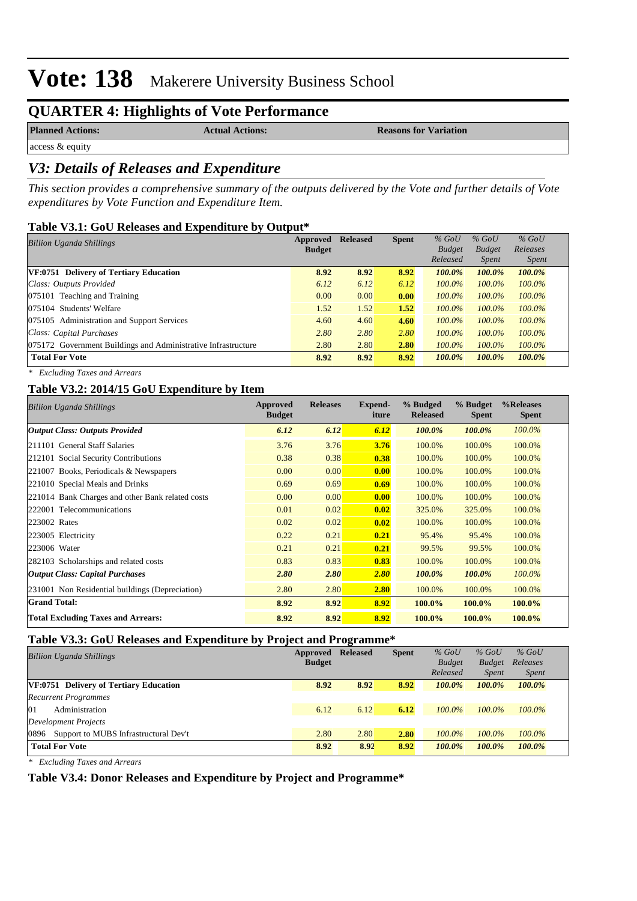# Vote: 138 Makerere University Business School

## QUARTER 4: Highlights of Vote Performance

| Planned Actions: | Actual Actions: | Reasons for Variation |
|---|---|---|
| access & equity | | |

## *V3: Details of Releases and Expenditure*

*This section provides a comprehensive summary of the outputs delivered by the Vote and further details of Vote expenditures by Vote Function and Expenditure Item.*

### Table V3.1: GoU Releases and Expenditure by Output*

| *Billion Uganda Shillings* | Approved Budget | Released | Spent | *% GoU Budget Released* | *% GoU Budget Spent* | *% GoU Releases Spent* |
|---|---|---|---|---|---|---|
| **VF:0751 Delivery of Tertiary Education** | **8.92** | **8.92** | **8.92** | ***100.0%*** | ***100.0%*** | ***100.0%*** |
| *Class: Outputs Provided* | *6.12* | *6.12* | *6.12* | *100.0%* | *100.0%* | *100.0%* |
| 075101 Teaching and Training | 0.00 | 0.00 | **0.00** | *100.0%* | *100.0%* | *100.0%* |
| 075104 Students' Welfare | 1.52 | 1.52 | **1.52** | *100.0%* | *100.0%* | *100.0%* |
| 075105 Administration and Support Services | 4.60 | 4.60 | **4.60** | *100.0%* | *100.0%* | *100.0%* |
| *Class: Capital Purchases* | *2.80* | *2.80* | *2.80* | *100.0%* | *100.0%* | *100.0%* |
| 075172 Government Buildings and Administrative Infrastructure | 2.80 | 2.80 | **2.80** | *100.0%* | *100.0%* | *100.0%* |
| **Total For Vote** | **8.92** | **8.92** | **8.92** | ***100.0%*** | ***100.0%*** | ***100.0%*** |

*\* Excluding Taxes and Arrears*

### Table V3.2: 2014/15 GoU Expenditure by Item

| *Billion Uganda Shillings* | Approved Budget | Releases | Expend-iture | % Budged Released | % Budget Spent | %Releases Spent |
|---|---|---|---|---|---|---|
| ***Output Class: Outputs Provided*** | ***6.12*** | ***6.12*** | ***6.12*** | ***100.0%*** | ***100.0%*** | *100.0%* |
| 211101 General Staff Salaries | 3.76 | 3.76 | **3.76** | 100.0% | 100.0% | 100.0% |
| 212101 Social Security Contributions | 0.38 | 0.38 | **0.38** | 100.0% | 100.0% | 100.0% |
| 221007 Books, Periodicals & Newspapers | 0.00 | 0.00 | **0.00** | 100.0% | 100.0% | 100.0% |
| 221010 Special Meals and Drinks | 0.69 | 0.69 | **0.69** | 100.0% | 100.0% | 100.0% |
| 221014 Bank Charges and other Bank related costs | 0.00 | 0.00 | **0.00** | 100.0% | 100.0% | 100.0% |
| 222001 Telecommunications | 0.01 | 0.02 | **0.02** | 325.0% | 325.0% | 100.0% |
| 223002 Rates | 0.02 | 0.02 | **0.02** | 100.0% | 100.0% | 100.0% |
| 223005 Electricity | 0.22 | 0.21 | **0.21** | 95.4% | 95.4% | 100.0% |
| 223006 Water | 0.21 | 0.21 | **0.21** | 99.5% | 99.5% | 100.0% |
| 282103 Scholarships and related costs | 0.83 | 0.83 | **0.83** | 100.0% | 100.0% | 100.0% |
| ***Output Class: Capital Purchases*** | ***2.80*** | ***2.80*** | ***2.80*** | ***100.0%*** | ***100.0%*** | *100.0%* |
| 231001 Non Residential buildings (Depreciation) | 2.80 | 2.80 | **2.80** | 100.0% | 100.0% | 100.0% |
| **Grand Total:** | **8.92** | **8.92** | **8.92** | **100.0%** | **100.0%** | **100.0%** |
| **Total Excluding Taxes and Arrears:** | **8.92** | **8.92** | **8.92** | **100.0%** | **100.0%** | **100.0%** |

### Table V3.3: GoU Releases and Expenditure by Project and Programme*

| *Billion Uganda Shillings* | Approved Budget | Released | Spent | *% GoU Budget Released* | *% GoU Budget Spent* | *% GoU Releases Spent* |
|---|---|---|---|---|---|---|
| **VF:0751 Delivery of Tertiary Education** | **8.92** | **8.92** | **8.92** | ***100.0%*** | ***100.0%*** | ***100.0%*** |
| *Recurrent Programmes* | | | | | | |
| 01 Administration | 6.12 | 6.12 | **6.12** | *100.0%* | *100.0%* | *100.0%* |
| *Development Projects* | | | | | | |
| 0896 Support to MUBS Infrastructural Dev't | 2.80 | 2.80 | **2.80** | *100.0%* | *100.0%* | *100.0%* |
| **Total For Vote** | **8.92** | **8.92** | **8.92** | ***100.0%*** | ***100.0%*** | ***100.0%*** |

*\* Excluding Taxes and Arrears*

### Table V3.4: Donor Releases and Expenditure by Project and Programme*